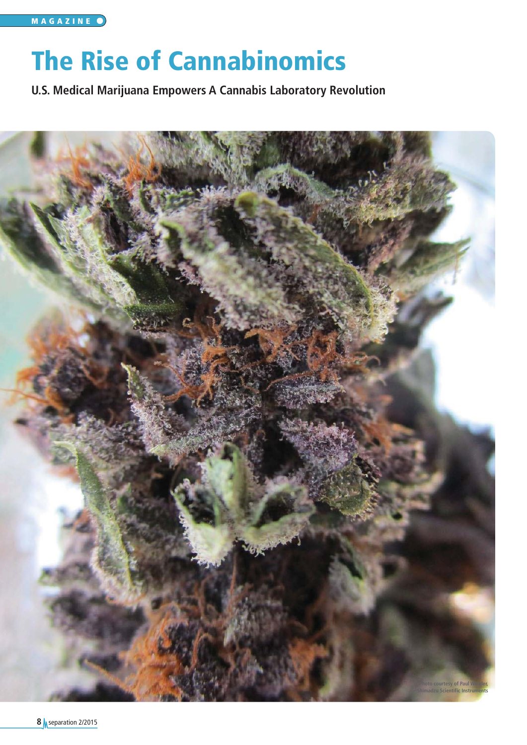# The Rise of Cannabinomics

**U.S. Medical Marijuana Empowers A Cannabis Laboratory Revolution**

Photo courtesy of Paul Winkler, Shimadzu Scientific Instruments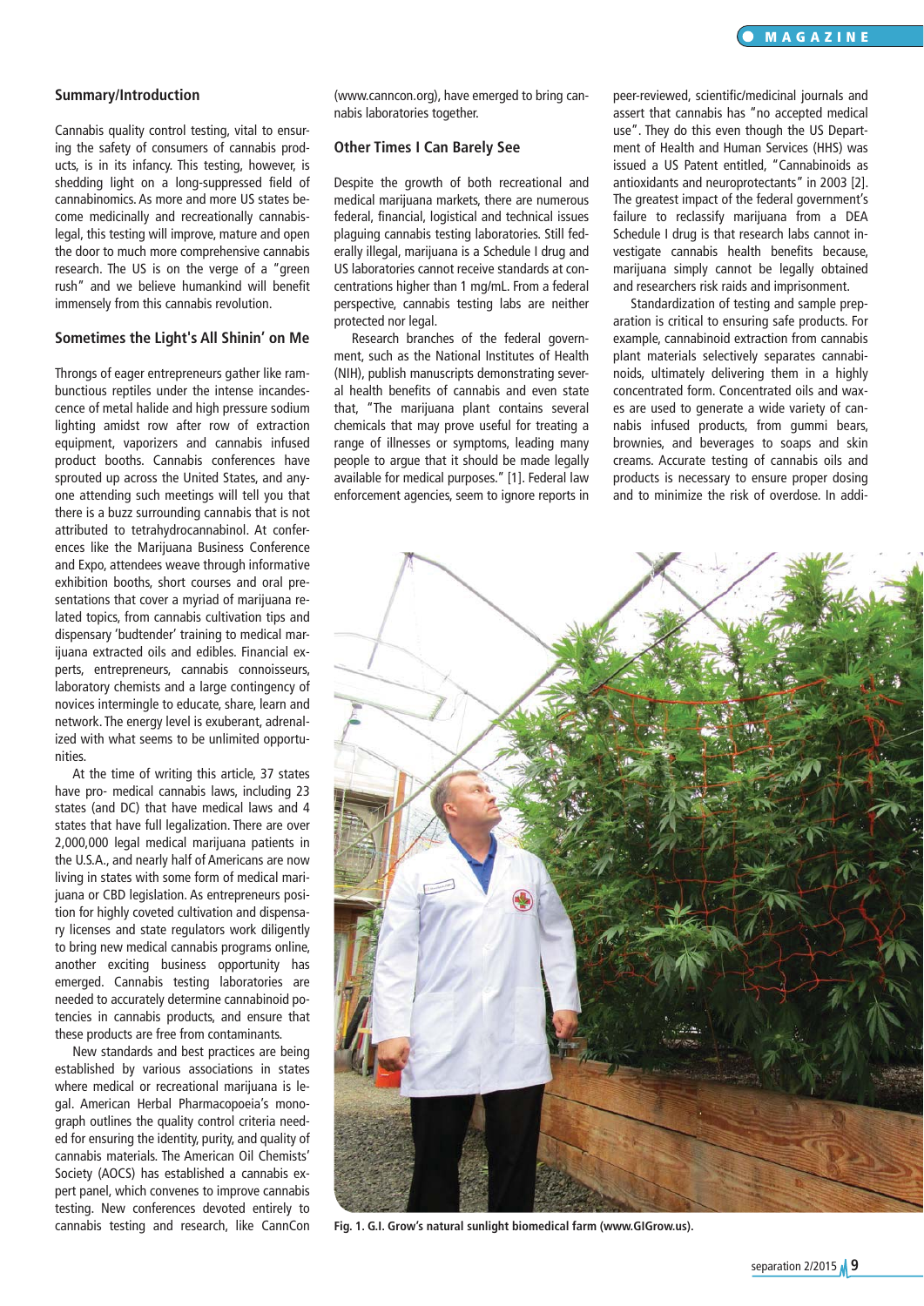## Summary/Introduction

Cannabis quality control testing, vital to ensuring the safety of consumers of cannabis products, is in its infancy. This testing, however, is shedding light on a long-suppressed field of cannabinomics. As more and more US states become medicinally and recreationally cannabis-legal, this testing will improve, mature and open the door to much more comprehensive cannabis research. The US is on the verge of a "green rush" and we believe humankind will benefit immensely from this cannabis revolution.

## Sometimes the Light's All Shinin' on Me

Throngs of eager entrepreneurs gather like rambunctious reptiles under the intense incandescence of metal halide and high pressure sodium lighting amidst row after row of extraction equipment, vaporizers and cannabis infused product booths. Cannabis conferences have sprouted up across the United States, and anyone attending such meetings will tell you that there is a buzz surrounding cannabis that is not attributed to tetrahydrocannabinol. At conferences like the Marijuana Business Conference and Expo, attendees weave through informative exhibition booths, short courses and oral presentations that cover a myriad of marijuana related topics, from cannabis cultivation tips and dispensary 'budtender' training to medical marijuana extracted oils and edibles. Financial experts, entrepreneurs, cannabis connoisseurs, laboratory chemists and a large contingency of novices intermingle to educate, share, learn and network. The energy level is exuberant, adrenalized with what seems to be unlimited opportunities.

At the time of writing this article, 37 states have pro- medical cannabis laws, including 23 states (and DC) that have medical laws and 4 states that have full legalization. There are over 2,000,000 legal medical marijuana patients in the U.S.A., and nearly half of Americans are now living in states with some form of medical marijuana or CBD legislation. As entrepreneurs position for highly coveted cultivation and dispensary licenses and state regulators work diligently to bring new medical cannabis programs online, another exciting business opportunity has emerged. Cannabis testing laboratories are needed to accurately determine cannabinoid potencies in cannabis products, and ensure that these products are free from contaminants.

New standards and best practices are being established by various associations in states where medical or recreational marijuana is legal. American Herbal Pharmacopoeia's monograph outlines the quality control criteria needed for ensuring the identity, purity, and quality of cannabis materials. The American Oil Chemists' Society (AOCS) has established a cannabis expert panel, which convenes to improve cannabis testing. New conferences devoted entirely to cannabis testing and research, like CannCon (www.canncon.org), have emerged to bring cannabis laboratories together.

## Other Times I Can Barely See

Despite the growth of both recreational and medical marijuana markets, there are numerous federal, financial, logistical and technical issues plaguing cannabis testing laboratories. Still federally illegal, marijuana is a Schedule I drug and US laboratories cannot receive standards at concentrations higher than 1 mg/mL. From a federal perspective, cannabis testing labs are neither protected nor legal.

Research branches of the federal government, such as the National Institutes of Health (NIH), publish manuscripts demonstrating several health benefits of cannabis and even state that, "The marijuana plant contains several chemicals that may prove useful for treating a range of illnesses or symptoms, leading many people to argue that it should be made legally available for medical purposes." [1]. Federal law enforcement agencies, seem to ignore reports in peer-reviewed, scientific/medicinal journals and assert that cannabis has "no accepted medical use". They do this even though the US Department of Health and Human Services (HHS) was issued a US Patent entitled, "Cannabinoids as antioxidants and neuroprotectants" in 2003 [2]. The greatest impact of the federal government's failure to reclassify marijuana from a DEA Schedule I drug is that research labs cannot investigate cannabis health benefits because, marijuana simply cannot be legally obtained and researchers risk raids and imprisonment.

Standardization of testing and sample preparation is critical to ensuring safe products. For example, cannabinoid extraction from cannabis plant materials selectively separates cannabinoids, ultimately delivering them in a highly concentrated form. Concentrated oils and waxes are used to generate a wide variety of cannabis infused products, from gummi bears, brownies, and beverages to soaps and skin creams. Accurate testing of cannabis oils and products is necessary to ensure proper dosing and to minimize the risk of overdose. In addi-

**Fig. 1. G.I. Grow's natural sunlight biomedical farm (www.GIGrow.us).**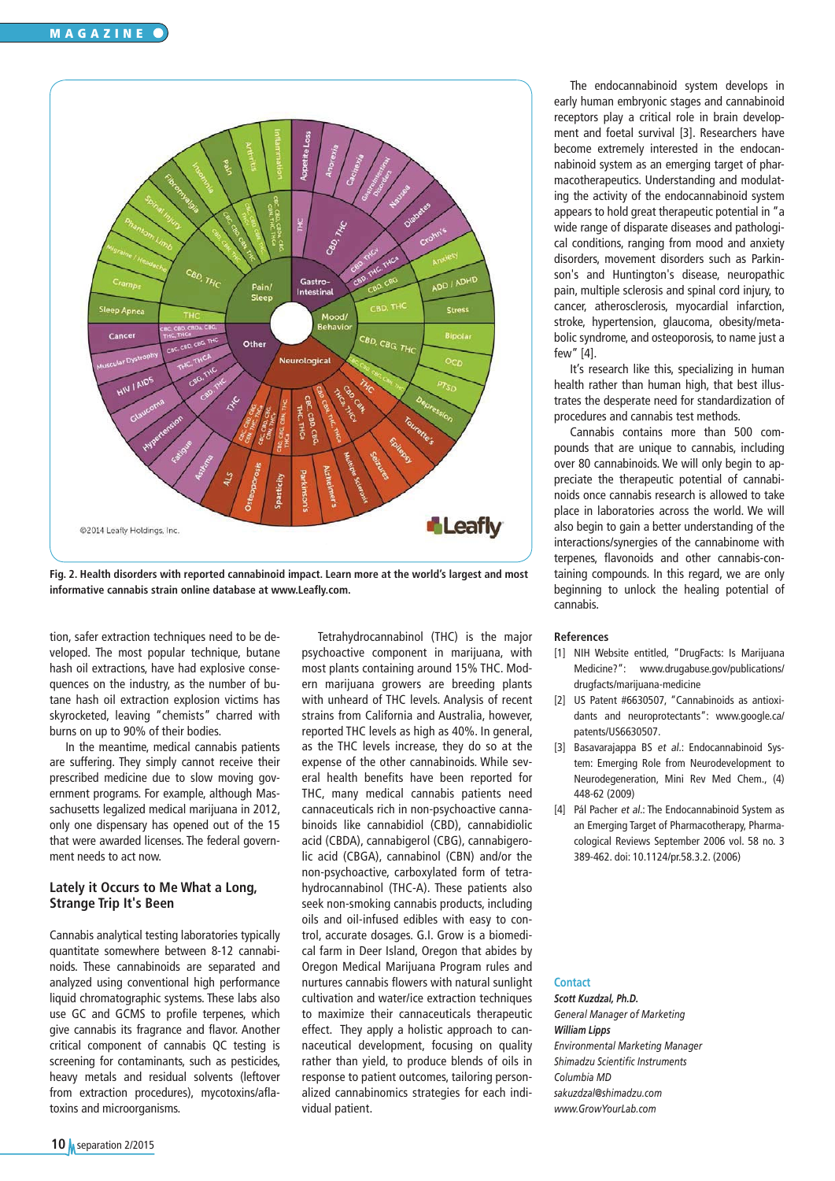Cardiac Diseases
Health disorders with reported cannabinoid impact (figure text):

Pain/Sleep: Inflammation, Arthritis, Pain, Insomnia, Fibromyalgia, Spinal Injury, Phantom Limb, Migraine / Headache, Cramps, Sleep Apnea

Gastro-Intestinal: Appetite Loss, Anorexia, Cachexia, Gastrointestinal Disorders, Nausea, Diabetes, Crohn's

Mood/Behavior: Anxiety, ADD / ADHD, Stress, Bipolar, OCD, PTSD, Depression

Neurological: Tourette's, Epilepsy, Seizures, Multiple Sclerosis, Alzheimer's, Parkinson's, Spasticity, Osteoporosis, ALS

Other: Asthma, Fatigue, Hypertension, Glaucoma, HIV / AIDS, Muscular Dystrophy, Cancer

CBD, THC; THC; CBD, CBG, THC; CBC, CBD, CBDa, CBG, THC, THCa; CBC, CBD, CBG, THC; THC, THCA; CBG, THC; CBD, THC; CBD, THCV; CBD, THC, THCA; CBD, CBG; CBD, CBN; CBD, THC, THCa; CBC, CBD, CBG; THC, THCa; CBC, CBG, CBN, THC

©2014 Leafly Holdings, Inc.

Leafly

**Fig. 2. Health disorders with reported cannabinoid impact. Learn more at the world's largest and most informative cannabis strain online database at www.Leafly.com.**

tion, safer extraction techniques need to be developed. The most popular technique, butane hash oil extractions, have had explosive consequences on the industry, as the number of butane hash oil extraction explosion victims has skyrocketed, leaving "chemists" charred with burns on up to 90% of their bodies.

In the meantime, medical cannabis patients are suffering. They simply cannot receive their prescribed medicine due to slow moving government programs. For example, although Massachusetts legalized medical marijuana in 2012, only one dispensary has opened out of the 15 that were awarded licenses. The federal government needs to act now.

### Lately it Occurs to Me What a Long, Strange Trip It's Been

Cannabis analytical testing laboratories typically quantitate somewhere between 8-12 cannabinoids. These cannabinoids are separated and analyzed using conventional high performance liquid chromatographic systems. These labs also use GC and GCMS to profile terpenes, which give cannabis its fragrance and flavor. Another critical component of cannabis QC testing is screening for contaminants, such as pesticides, heavy metals and residual solvents (leftover from extraction procedures), mycotoxins/aflatoxins and microorganisms.

Tetrahydrocannabinol (THC) is the major psychoactive component in marijuana, with most plants containing around 15% THC. Modern marijuana growers are breeding plants with unheard of THC levels. Analysis of recent strains from California and Australia, however, reported THC levels as high as 40%. In general, as the THC levels increase, they do so at the expense of the other cannabinoids. While several health benefits have been reported for THC, many medical cannabis patients need cannaceuticals rich in non-psychoactive cannabinoids like cannabidiol (CBD), cannabidiolic acid (CBDA), cannabigerol (CBG), cannabigerolic acid (CBGA), cannabinol (CBN) and/or the non-psychoactive, carboxylated form of tetrahydrocannabinol (THC-A). These patients also seek non-smoking cannabis products, including oils and oil-infused edibles with easy to control, accurate dosages. G.I. Grow is a biomedical farm in Deer Island, Oregon that abides by Oregon Medical Marijuana Program rules and nurtures cannabis flowers with natural sunlight cultivation and water/ice extraction techniques to maximize their cannaceuticals therapeutic effect. They apply a holistic approach to cannaceutical development, focusing on quality rather than yield, to produce blends of oils in response to patient outcomes, tailoring personalized cannabinomics strategies for each individual patient.

The endocannabinoid system develops in early human embryonic stages and cannabinoid receptors play a critical role in brain development and foetal survival [3]. Researchers have become extremely interested in the endocannabinoid system as an emerging target of pharmacotherapeutics. Understanding and modulating the activity of the endocannabinoid system appears to hold great therapeutic potential in "a wide range of disparate diseases and pathological conditions, ranging from mood and anxiety disorders, movement disorders such as Parkinson's and Huntington's disease, neuropathic pain, multiple sclerosis and spinal cord injury, to cancer, atherosclerosis, myocardial infarction, stroke, hypertension, glaucoma, obesity/metabolic syndrome, and osteoporosis, to name just a few" [4].

It's research like this, specializing in human health rather than human high, that best illustrates the desperate need for standardization of procedures and cannabis test methods.

Cannabis contains more than 500 compounds that are unique to cannabis, including over 80 cannabinoids. We will only begin to appreciate the therapeutic potential of cannabinoids once cannabis research is allowed to take place in laboratories across the world. We will also begin to gain a better understanding of the interactions/synergies of the cannabinome with terpenes, flavonoids and other cannabis-containing compounds. In this regard, we are only beginning to unlock the healing potential of cannabis.

### References

[1] NIH Website entitled, "DrugFacts: Is Marijuana Medicine?": www.drugabuse.gov/publications/drugfacts/marijuana-medicine

[2] US Patent #6630507, "Cannabinoids as antioxidants and neuroprotectants": www.google.ca/patents/US6630507.

[3] Basavarajappa BS *et al.*: Endocannabinoid System: Emerging Role from Neurodevelopment to Neurodegeneration, Mini Rev Med Chem., (4) 448-62 (2009)

[4] Pál Pacher *et al.*: The Endocannabinoid System as an Emerging Target of Pharmacotherapy, Pharmacological Reviews September 2006 vol. 58 no. 3 389-462. doi: 10.1124/pr.58.3.2. (2006)

### Contact

***Scott Kuzdzal, Ph.D.***
*General Manager of Marketing*
***William Lipps***
*Environmental Marketing Manager*
*Shimadzu Scientific Instruments*
*Columbia MD*
*sakuzdzal@shimadzu.com*
*www.GrowYourLab.com*